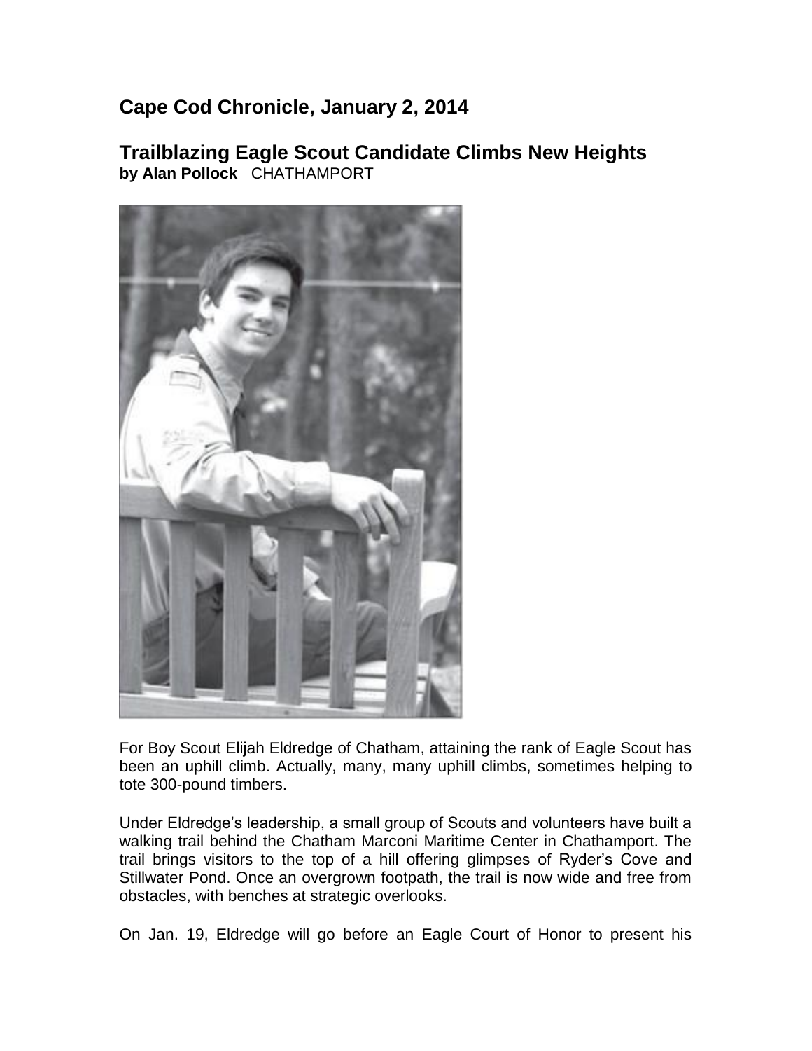## Cape Cod Chronicle, January 2, 2014

## Trailblazing Eagle Scout Candidate Climbs New Heights

**by Alan Pollock** CHATHAMPORT

For Boy Scout Elijah Eldredge of Chatham, attaining the rank of Eagle Scout has been an uphill climb. Actually, many, many uphill climbs, sometimes helping to tote 300-pound timbers.

Under Eldredge's leadership, a small group of Scouts and volunteers have built a walking trail behind the Chatham Marconi Maritime Center in Chathamport. The trail brings visitors to the top of a hill offering glimpses of Ryder's Cove and Stillwater Pond. Once an overgrown footpath, the trail is now wide and free from obstacles, with benches at strategic overlooks.

On Jan. 19, Eldredge will go before an Eagle Court of Honor to present his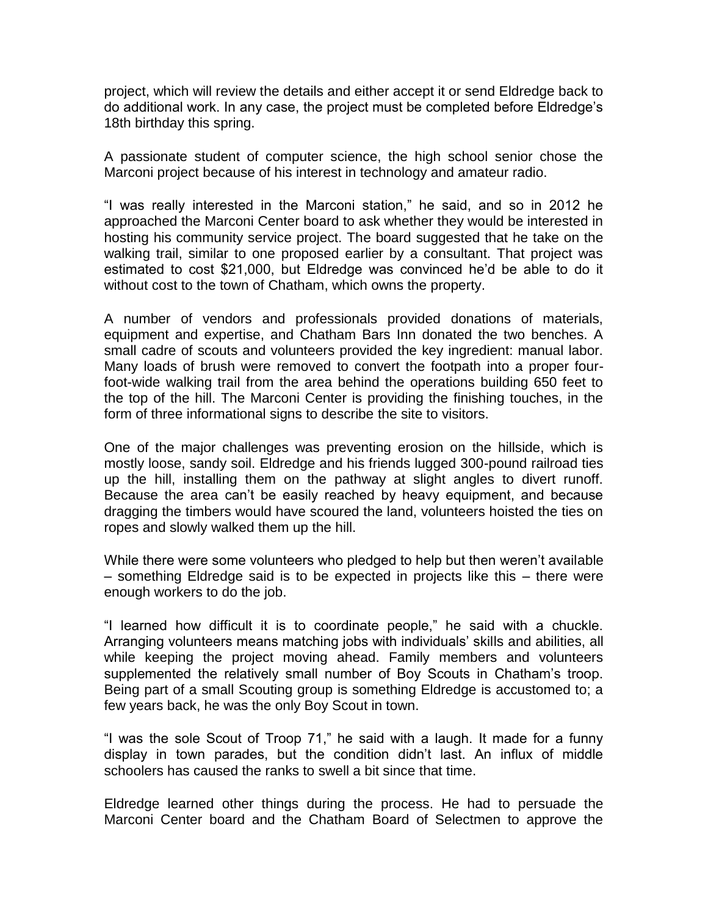project, which will review the details and either accept it or send Eldredge back to do additional work. In any case, the project must be completed before Eldredge's 18th birthday this spring.

A passionate student of computer science, the high school senior chose the Marconi project because of his interest in technology and amateur radio.

"I was really interested in the Marconi station," he said, and so in 2012 he approached the Marconi Center board to ask whether they would be interested in hosting his community service project. The board suggested that he take on the walking trail, similar to one proposed earlier by a consultant. That project was estimated to cost $21,000, but Eldredge was convinced he'd be able to do it without cost to the town of Chatham, which owns the property.

A number of vendors and professionals provided donations of materials, equipment and expertise, and Chatham Bars Inn donated the two benches. A small cadre of scouts and volunteers provided the key ingredient: manual labor. Many loads of brush were removed to convert the footpath into a proper four-foot-wide walking trail from the area behind the operations building 650 feet to the top of the hill. The Marconi Center is providing the finishing touches, in the form of three informational signs to describe the site to visitors.

One of the major challenges was preventing erosion on the hillside, which is mostly loose, sandy soil. Eldredge and his friends lugged 300-pound railroad ties up the hill, installing them on the pathway at slight angles to divert runoff. Because the area can't be easily reached by heavy equipment, and because dragging the timbers would have scoured the land, volunteers hoisted the ties on ropes and slowly walked them up the hill.

While there were some volunteers who pledged to help but then weren't available – something Eldredge said is to be expected in projects like this – there were enough workers to do the job.

"I learned how difficult it is to coordinate people," he said with a chuckle. Arranging volunteers means matching jobs with individuals' skills and abilities, all while keeping the project moving ahead. Family members and volunteers supplemented the relatively small number of Boy Scouts in Chatham's troop. Being part of a small Scouting group is something Eldredge is accustomed to; a few years back, he was the only Boy Scout in town.

"I was the sole Scout of Troop 71," he said with a laugh. It made for a funny display in town parades, but the condition didn't last. An influx of middle schoolers has caused the ranks to swell a bit since that time.

Eldredge learned other things during the process. He had to persuade the Marconi Center board and the Chatham Board of Selectmen to approve the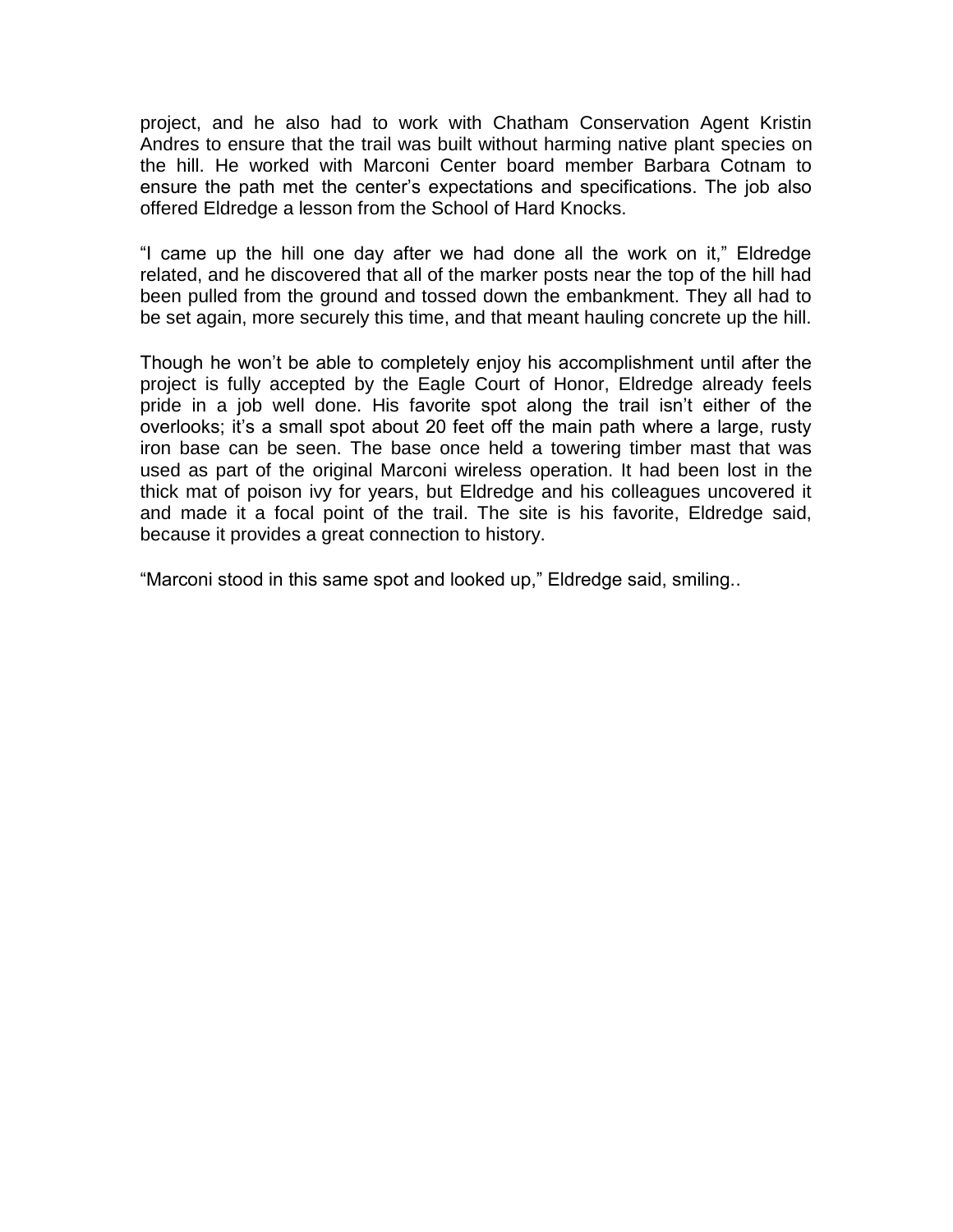project, and he also had to work with Chatham Conservation Agent Kristin Andres to ensure that the trail was built without harming native plant species on the hill. He worked with Marconi Center board member Barbara Cotnam to ensure the path met the center's expectations and specifications. The job also offered Eldredge a lesson from the School of Hard Knocks.

"I came up the hill one day after we had done all the work on it," Eldredge related, and he discovered that all of the marker posts near the top of the hill had been pulled from the ground and tossed down the embankment. They all had to be set again, more securely this time, and that meant hauling concrete up the hill.

Though he won't be able to completely enjoy his accomplishment until after the project is fully accepted by the Eagle Court of Honor, Eldredge already feels pride in a job well done. His favorite spot along the trail isn't either of the overlooks; it's a small spot about 20 feet off the main path where a large, rusty iron base can be seen. The base once held a towering timber mast that was used as part of the original Marconi wireless operation. It had been lost in the thick mat of poison ivy for years, but Eldredge and his colleagues uncovered it and made it a focal point of the trail. The site is his favorite, Eldredge said, because it provides a great connection to history.

"Marconi stood in this same spot and looked up," Eldredge said, smiling..